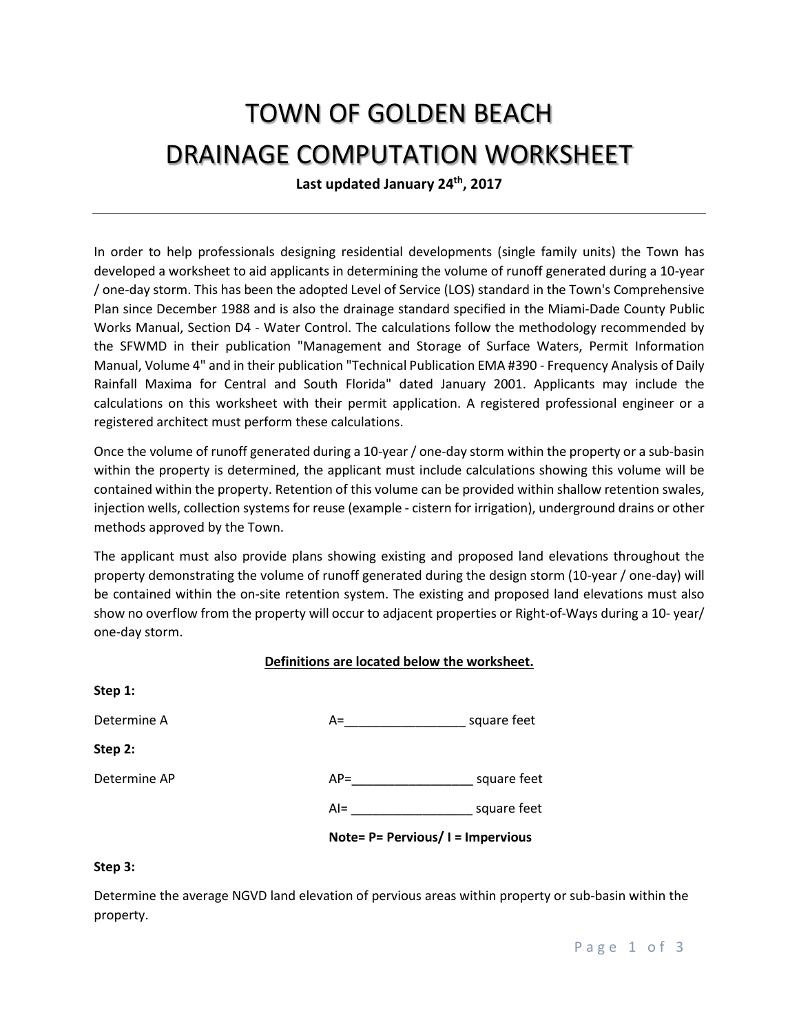# TOWN OF GOLDEN BEACH
# DRAINAGE COMPUTATION WORKSHEET

**Last updated January 24th, 2017**

---

In order to help professionals designing residential developments (single family units) the Town has developed a worksheet to aid applicants in determining the volume of runoff generated during a 10-year / one-day storm. This has been the adopted Level of Service (LOS) standard in the Town's Comprehensive Plan since December 1988 and is also the drainage standard specified in the Miami-Dade County Public Works Manual, Section D4 - Water Control. The calculations follow the methodology recommended by the SFWMD in their publication "Management and Storage of Surface Waters, Permit Information Manual, Volume 4" and in their publication "Technical Publication EMA #390 - Frequency Analysis of Daily Rainfall Maxima for Central and South Florida" dated January 2001. Applicants may include the calculations on this worksheet with their permit application. A registered professional engineer or a registered architect must perform these calculations.

Once the volume of runoff generated during a 10-year / one-day storm within the property or a sub-basin within the property is determined, the applicant must include calculations showing this volume will be contained within the property. Retention of this volume can be provided within shallow retention swales, injection wells, collection systems for reuse (example - cistern for irrigation), underground drains or other methods approved by the Town.

The applicant must also provide plans showing existing and proposed land elevations throughout the property demonstrating the volume of runoff generated during the design storm (10-year / one-day) will be contained within the on-site retention system. The existing and proposed land elevations must also show no overflow from the property will occur to adjacent properties or Right-of-Ways during a 10- year/ one-day storm.

**Definitions are located below the worksheet.**

**Step 1:**

Determine A A=_________________ square feet

**Step 2:**

Determine AP AP=_________________ square feet

AI= _________________ square feet

**Note= P= Pervious/ I = Impervious**

**Step 3:**

Determine the average NGVD land elevation of pervious areas within property or sub-basin within the property.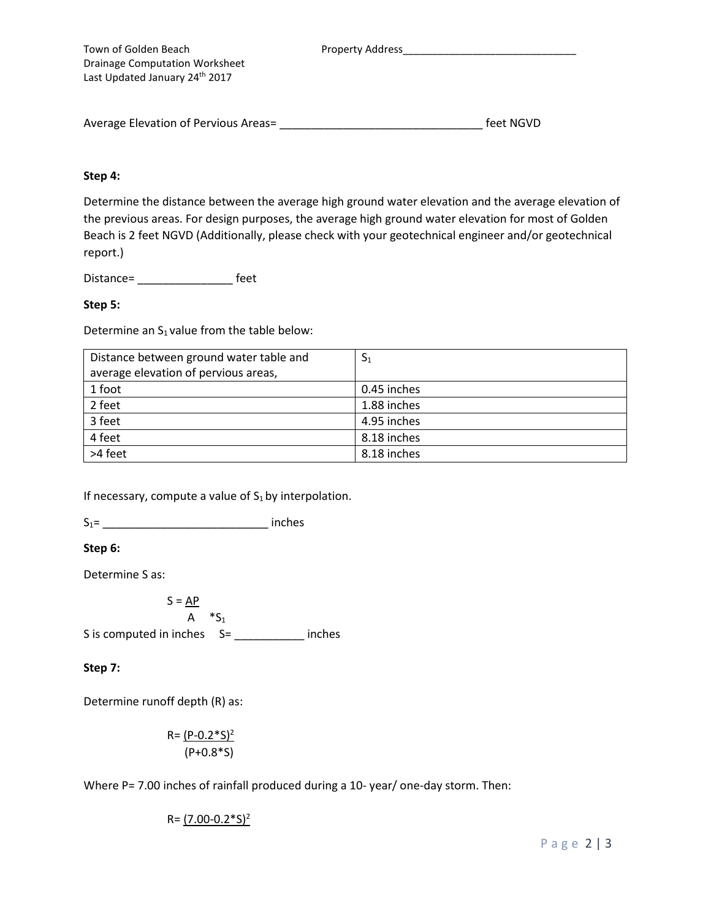Average Elevation of Pervious Areas= ________________________________ feet NGVD

**Step 4:**

Determine the distance between the average high ground water elevation and the average elevation of the previous areas. For design purposes, the average high ground water elevation for most of Golden Beach is 2 feet NGVD (Additionally, please check with your geotechnical engineer and/or geotechnical report.)

Distance= _______________ feet

**Step 5:**

Determine an $S_1$ value from the table below:

| Distance between ground water table and average elevation of pervious areas, | $S_1$ |
|---|---|
| 1 foot | 0.45 inches |
| 2 feet | 1.88 inches |
| 3 feet | 4.95 inches |
| 4 feet | 8.18 inches |
| >4 feet | 8.18 inches |

If necessary, compute a value of $S_1$ by interpolation.

$S_1$= __________________________ inches

**Step 6:**

Determine S as:

$$S = \frac{AP}{A} * S_1$$

S is computed in inches S= ___________ inches

**Step 7:**

Determine runoff depth (R) as:

$$R = \frac{(P - 0.2 * S)^2}{(P + 0.8 * S)}$$

Where P= 7.00 inches of rainfall produced during a 10- year/ one-day storm. Then:

$$R = (7.00 - 0.2 * S)^2$$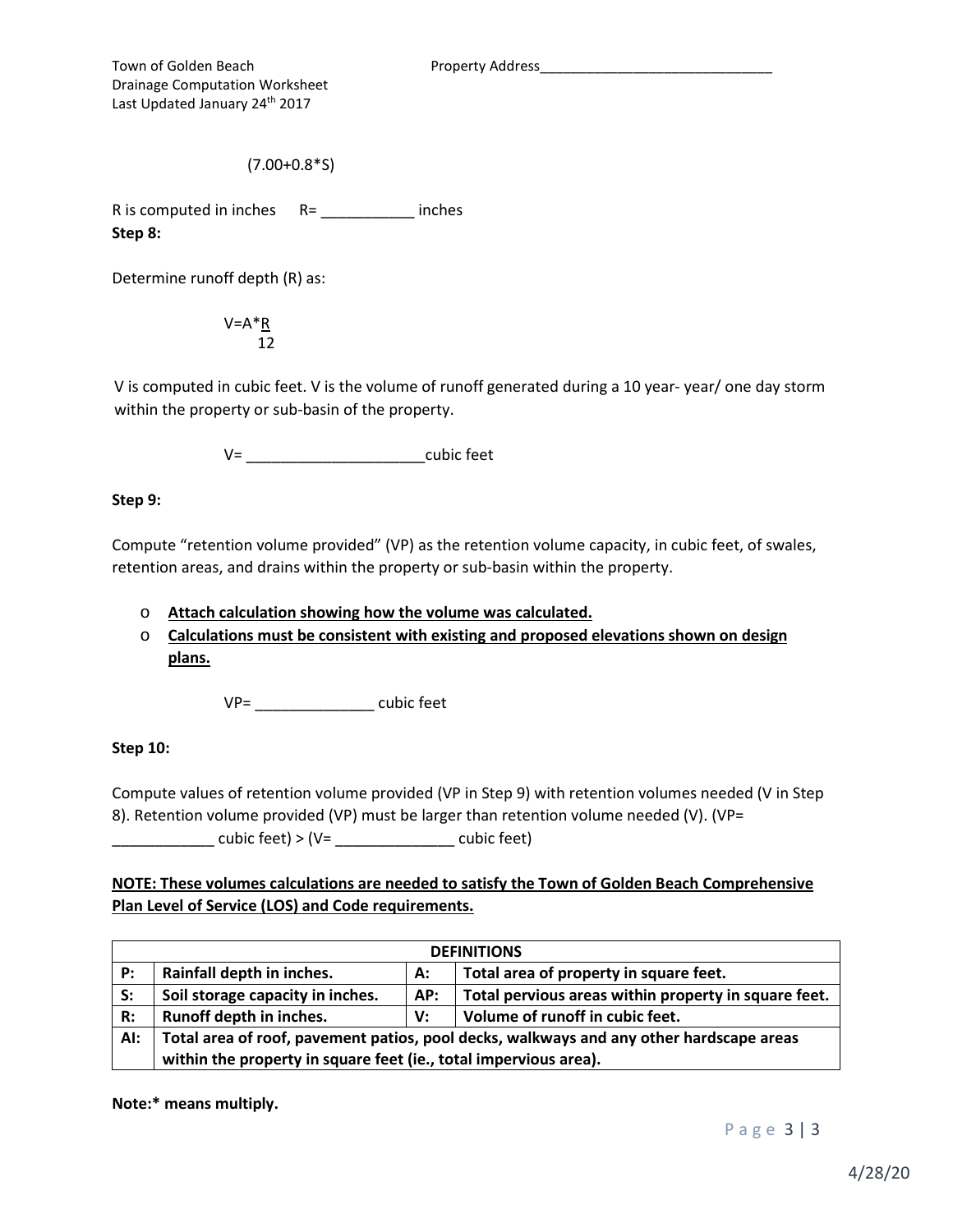$$(7.00+0.8*S)$$

R is computed in inches R= ___________ inches

**Step 8:**

Determine runoff depth (R) as:

$$V=A*\frac{R}{12}$$

V is computed in cubic feet. V is the volume of runoff generated during a 10 year- year/ one day storm within the property or sub-basin of the property.

V= _____________________cubic feet

**Step 9:**

Compute "retention volume provided" (VP) as the retention volume capacity, in cubic feet, of swales, retention areas, and drains within the property or sub-basin within the property.

- **Attach calculation showing how the volume was calculated.**
- **Calculations must be consistent with existing and proposed elevations shown on design plans.**

VP= ______________ cubic feet

**Step 10:**

Compute values of retention volume provided (VP in Step 9) with retention volumes needed (V in Step 8). Retention volume provided (VP) must be larger than retention volume needed (V). (VP= ____________ cubic feet) > (V= ______________ cubic feet)

**NOTE: These volumes calculations are needed to satisfy the Town of Golden Beach Comprehensive Plan Level of Service (LOS) and Code requirements.**

| DEFINITIONS | | | |
|---|---|---|---|
| **P:** | **Rainfall depth in inches.** | **A:** | **Total area of property in square feet.** |
| **S:** | **Soil storage capacity in inches.** | **AP:** | **Total pervious areas within property in square feet.** |
| **R:** | **Runoff depth in inches.** | **V:** | **Volume of runoff in cubic feet.** |
| **AI:** | **Total area of roof, pavement patios, pool decks, walkways and any other hardscape areas within the property in square feet (ie., total impervious area).** | | |

**Note:* means multiply.**

4/28/20